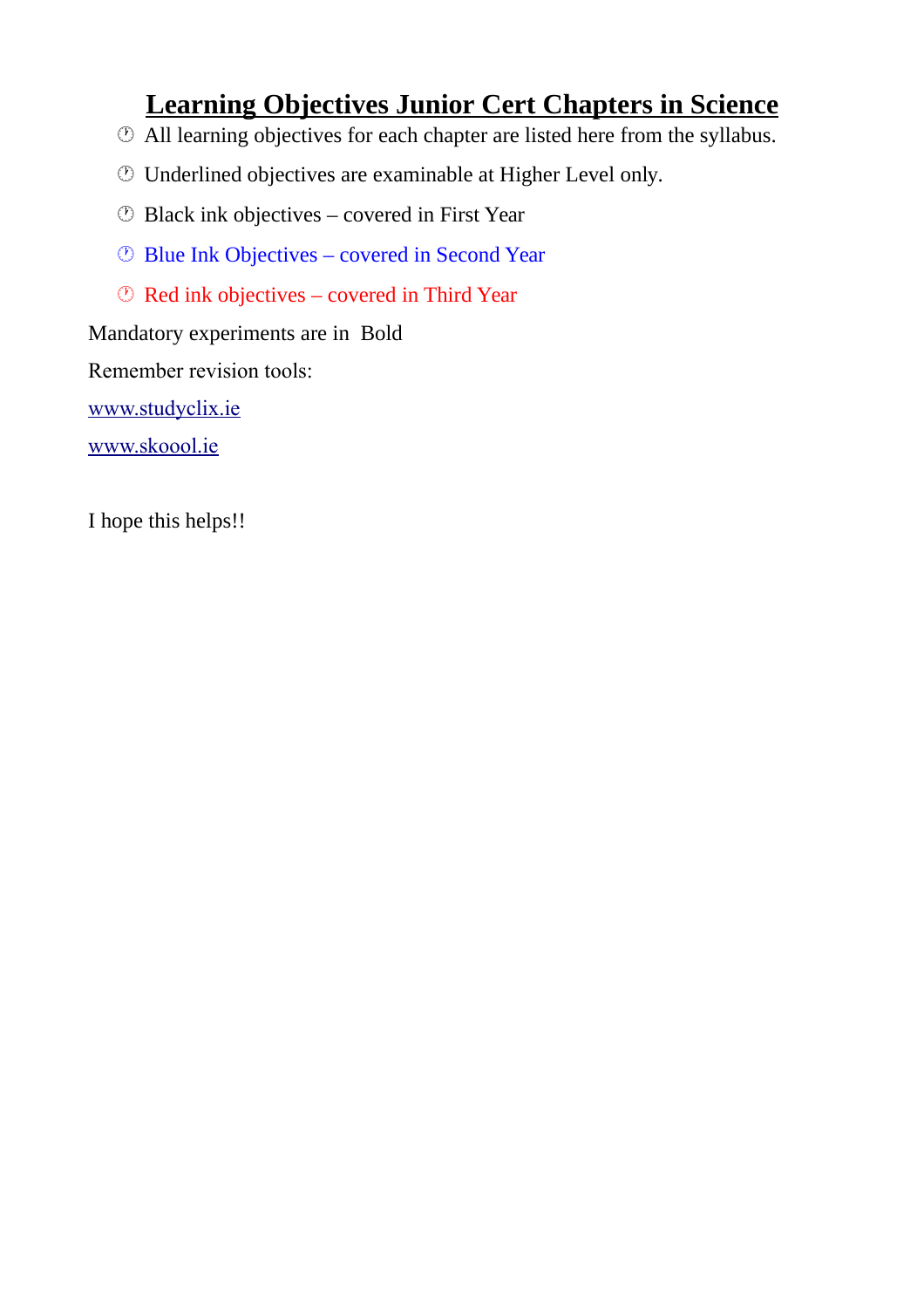# Learning Objectives Junior Cert Chapters in Science

- All learning objectives for each chapter are listed here from the syllabus.
- Underlined objectives are examinable at Higher Level only.
- Black ink objectives – covered in First Year
- Blue Ink Objectives – covered in Second Year
- Red ink objectives – covered in Third Year

Mandatory experiments are in **Bold**

Remember revision tools:

www.studyclix.ie

www.skoool.ie

I hope this helps!!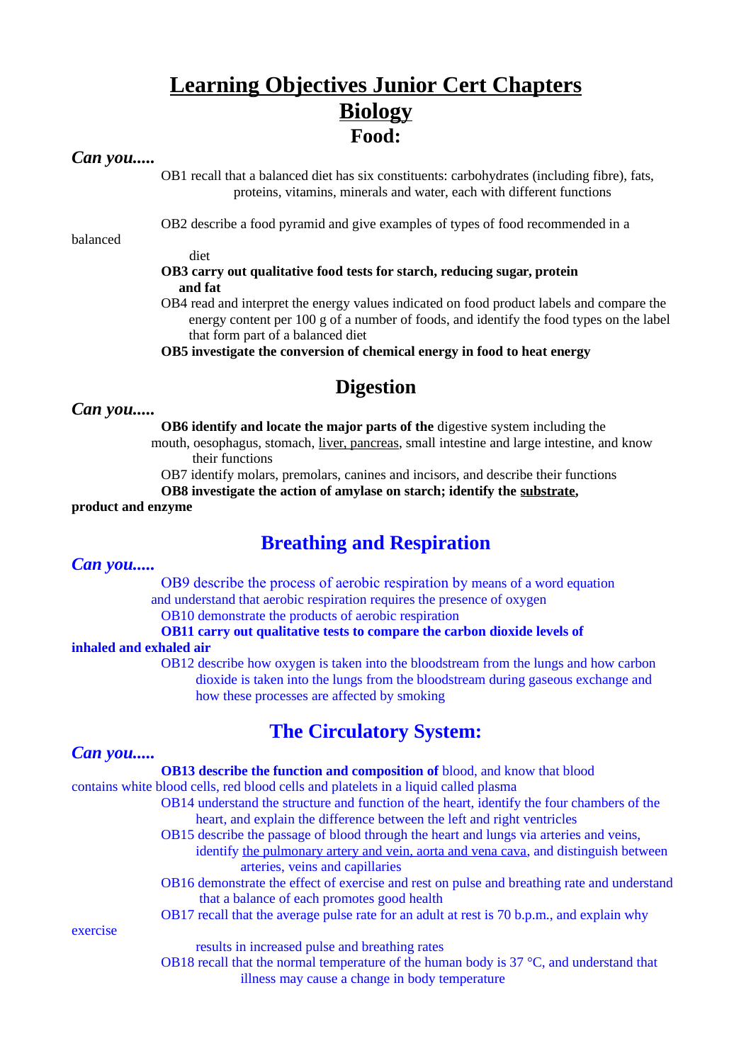# Learning Objectives Junior Cert Chapters

# Biology

## Food:

***Can you.....***

OB1 recall that a balanced diet has six constituents: carbohydrates (including fibre), fats, proteins, vitamins, minerals and water, each with different functions

OB2 describe a food pyramid and give examples of types of food recommended in a balanced diet

**OB3 carry out qualitative food tests for starch, reducing sugar, protein and fat**

OB4 read and interpret the energy values indicated on food product labels and compare the energy content per 100 g of a number of foods, and identify the food types on the label that form part of a balanced diet

**OB5 investigate the conversion of chemical energy in food to heat energy**

## Digestion

***Can you.....***

**OB6 identify and locate the major parts of the** digestive system including the mouth, oesophagus, stomach, liver, pancreas, small intestine and large intestine, and know their functions

OB7 identify molars, premolars, canines and incisors, and describe their functions

**OB8 investigate the action of amylase on starch; identify the substrate, product and enzyme**

## Breathing and Respiration

***Can you.....***

OB9 describe the process of aerobic respiration by means of a word equation and understand that aerobic respiration requires the presence of oxygen

OB10 demonstrate the products of aerobic respiration

**OB11 carry out qualitative tests to compare the carbon dioxide levels of inhaled and exhaled air**

OB12 describe how oxygen is taken into the bloodstream from the lungs and how carbon dioxide is taken into the lungs from the bloodstream during gaseous exchange and how these processes are affected by smoking

## The Circulatory System:

***Can you.....***

**OB13 describe the function and composition of** blood, and know that blood contains white blood cells, red blood cells and platelets in a liquid called plasma

OB14 understand the structure and function of the heart, identify the four chambers of the heart, and explain the difference between the left and right ventricles

OB15 describe the passage of blood through the heart and lungs via arteries and veins, identify the pulmonary artery and vein, aorta and vena cava, and distinguish between arteries, veins and capillaries

OB16 demonstrate the effect of exercise and rest on pulse and breathing rate and understand that a balance of each promotes good health

OB17 recall that the average pulse rate for an adult at rest is 70 b.p.m., and explain why exercise results in increased pulse and breathing rates

OB18 recall that the normal temperature of the human body is 37 °C, and understand that illness may cause a change in body temperature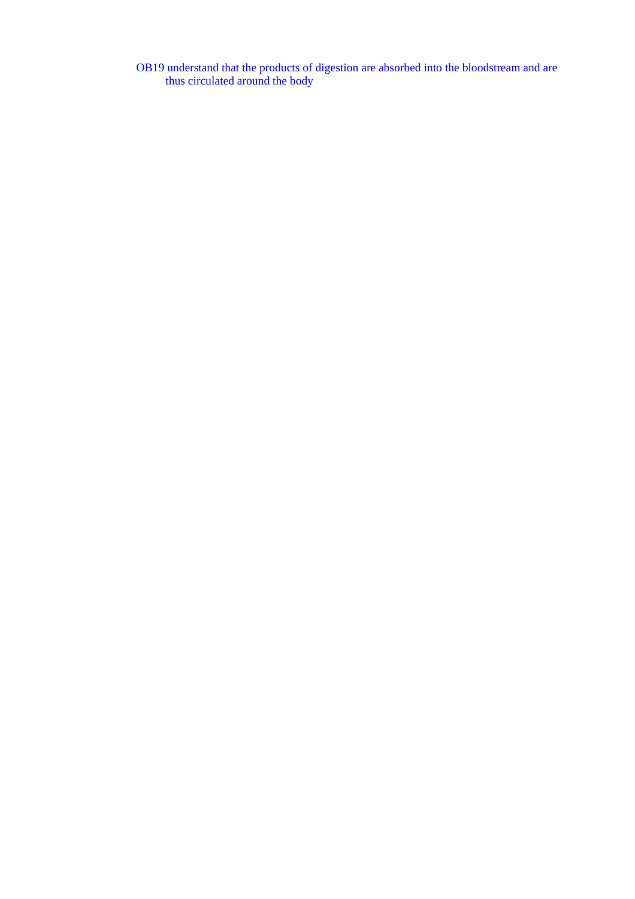OB19 understand that the products of digestion are absorbed into the bloodstream and are thus circulated around the body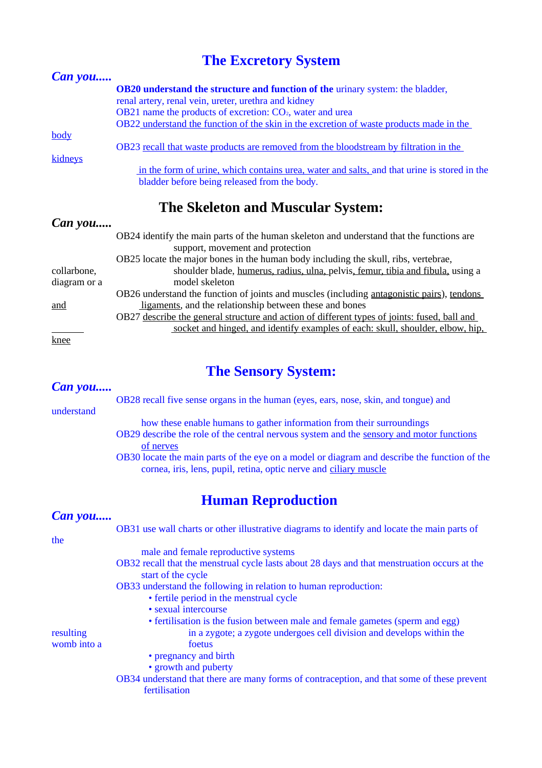## The Excretory System

***Can you.....***

**OB20 understand the structure and function of the** urinary system: the bladder, renal artery, renal vein, ureter, urethra and kidney

OB21 name the products of excretion: $CO_2$, water and urea

OB22 understand the function of the skin in the excretion of waste products made in the body

OB23 recall that waste products are removed from the bloodstream by filtration in the kidneys in the form of urine, which contains urea, water and salts, and that urine is stored in the bladder before being released from the body.

## The Skeleton and Muscular System:

***Can you.....***

OB24 identify the main parts of the human skeleton and understand that the functions are support, movement and protection

OB25 locate the major bones in the human body including the skull, ribs, vertebrae, collarbone, shoulder blade, humerus, radius, ulna, pelvis, femur, tibia and fibula, using a diagram or a model skeleton

OB26 understand the function of joints and muscles (including antagonistic pairs), tendons and ligaments, and the relationship between these and bones

OB27 describe the general structure and action of different types of joints: fused, ball and socket and hinged, and identify examples of each: skull, shoulder, elbow, hip, knee

## The Sensory System:

***Can you.....***

OB28 recall five sense organs in the human (eyes, ears, nose, skin, and tongue) and understand how these enable humans to gather information from their surroundings

OB29 describe the role of the central nervous system and the sensory and motor functions of nerves

OB30 locate the main parts of the eye on a model or diagram and describe the function of the cornea, iris, lens, pupil, retina, optic nerve and ciliary muscle

## Human Reproduction

***Can you.....***

OB31 use wall charts or other illustrative diagrams to identify and locate the main parts of the male and female reproductive systems

OB32 recall that the menstrual cycle lasts about 28 days and that menstruation occurs at the start of the cycle

OB33 understand the following in relation to human reproduction:

- fertile period in the menstrual cycle
- sexual intercourse
- fertilisation is the fusion between male and female gametes (sperm and egg) resulting in a zygote; a zygote undergoes cell division and develops within the womb into a foetus
- pregnancy and birth
- growth and puberty

OB34 understand that there are many forms of contraception, and that some of these prevent fertilisation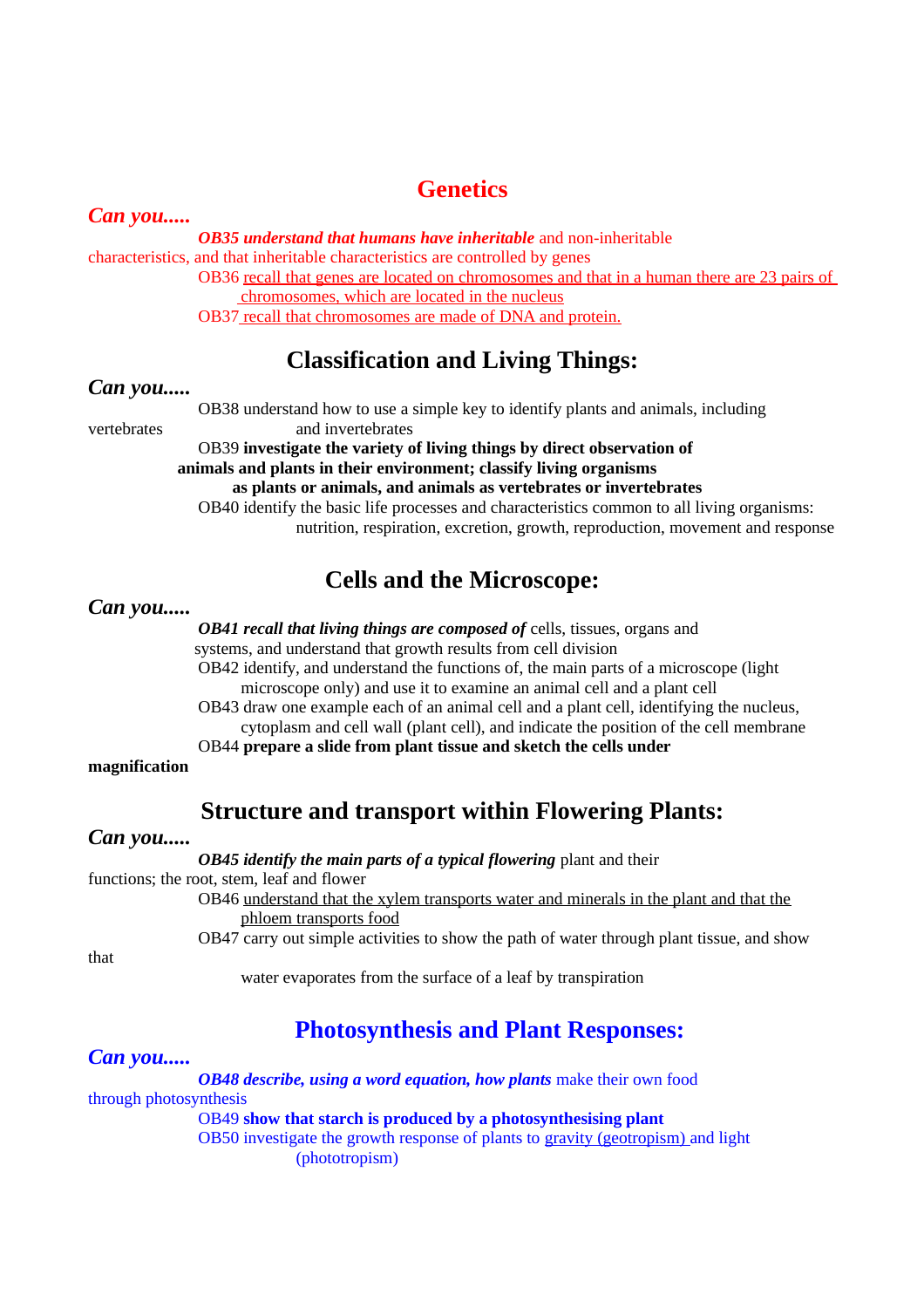# Genetics

***Can you.....***

***OB35 understand that humans have inheritable*** and non-inheritable characteristics, and that inheritable characteristics are controlled by genes

OB36 recall that genes are located on chromosomes and that in a human there are 23 pairs of chromosomes, which are located in the nucleus

OB37 recall that chromosomes are made of DNA and protein.

# Classification and Living Things:

***Can you.....***

OB38 understand how to use a simple key to identify plants and animals, including vertebrates and invertebrates

OB39 **investigate the variety of living things by direct observation of animals and plants in their environment; classify living organisms as plants or animals, and animals as vertebrates or invertebrates**

OB40 identify the basic life processes and characteristics common to all living organisms: nutrition, respiration, excretion, growth, reproduction, movement and response

# Cells and the Microscope:

***Can you.....***

***OB41 recall that living things are composed of*** cells, tissues, organs and systems, and understand that growth results from cell division

OB42 identify, and understand the functions of, the main parts of a microscope (light microscope only) and use it to examine an animal cell and a plant cell

OB43 draw one example each of an animal cell and a plant cell, identifying the nucleus, cytoplasm and cell wall (plant cell), and indicate the position of the cell membrane

OB44 **prepare a slide from plant tissue and sketch the cells under magnification**

# Structure and transport within Flowering Plants:

***Can you.....***

***OB45 identify the main parts of a typical flowering*** plant and their functions; the root, stem, leaf and flower

OB46 understand that the xylem transports water and minerals in the plant and that the phloem transports food

OB47 carry out simple activities to show the path of water through plant tissue, and show that water evaporates from the surface of a leaf by transpiration

# Photosynthesis and Plant Responses:

***Can you.....***

***OB48 describe, using a word equation, how plants*** make their own food through photosynthesis

OB49 **show that starch is produced by a photosynthesising plant**

OB50 investigate the growth response of plants to gravity (geotropism) and light (phototropism)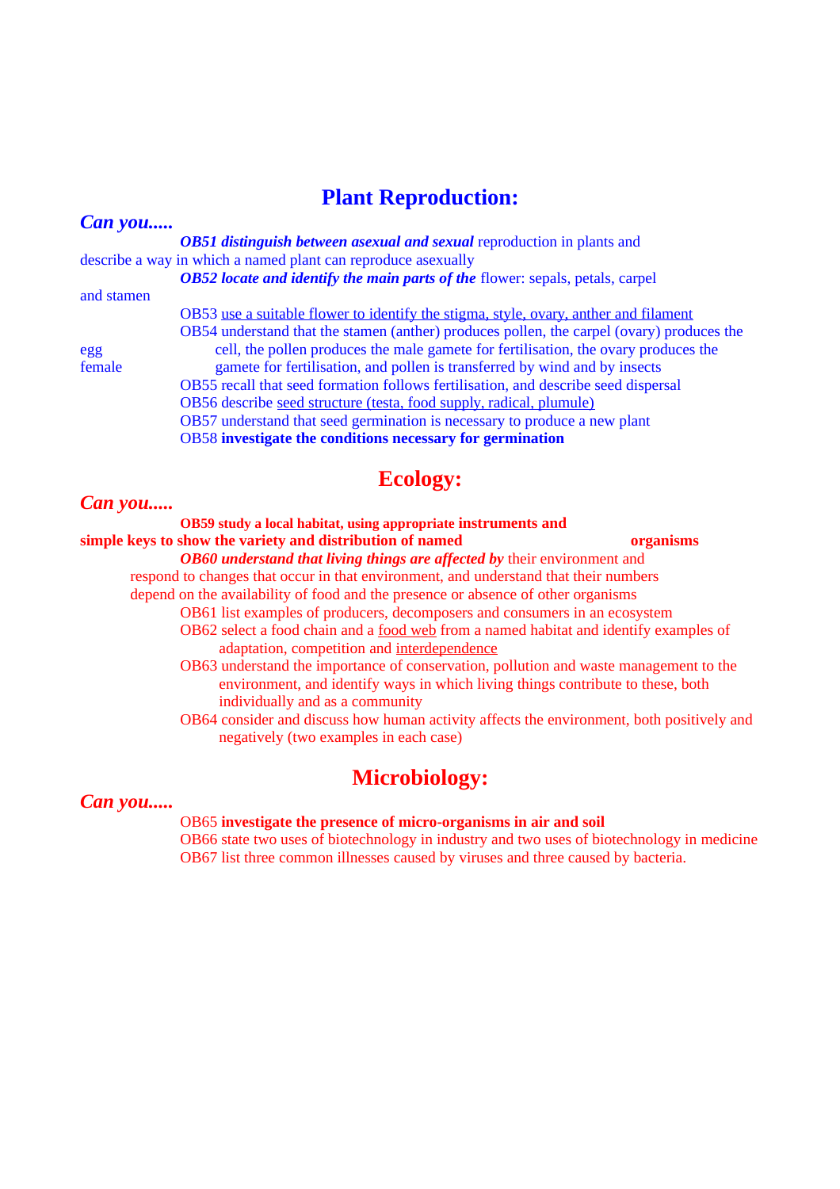# Plant Reproduction:

***Can you.....***

- ***OB51 distinguish between asexual and sexual*** reproduction in plants and describe a way in which a named plant can reproduce asexually
- ***OB52 locate and identify the main parts of the*** flower: sepals, petals, carpel and stamen
- OB53 use a suitable flower to identify the stigma, style, ovary, anther and filament
- OB54 understand that the stamen (anther) produces pollen, the carpel (ovary) produces the egg cell, the pollen produces the male gamete for fertilisation, the ovary produces the female gamete for fertilisation, and pollen is transferred by wind and by insects
- OB55 recall that seed formation follows fertilisation, and describe seed dispersal
- OB56 describe seed structure (testa, food supply, radical, plumule)
- OB57 understand that seed germination is necessary to produce a new plant
- OB58 **investigate the conditions necessary for germination**

# Ecology:

***Can you.....***

- **OB59 study a local habitat, using appropriate instruments and simple keys to show the variety and distribution of named organisms**
- ***OB60 understand that living things are affected by*** their environment and respond to changes that occur in that environment, and understand that their numbers depend on the availability of food and the presence or absence of other organisms
- OB61 list examples of producers, decomposers and consumers in an ecosystem
- OB62 select a food chain and a food web from a named habitat and identify examples of adaptation, competition and interdependence
- OB63 understand the importance of conservation, pollution and waste management to the environment, and identify ways in which living things contribute to these, both individually and as a community
- OB64 consider and discuss how human activity affects the environment, both positively and negatively (two examples in each case)

# Microbiology:

***Can you.....***

- OB65 **investigate the presence of micro-organisms in air and soil**
- OB66 state two uses of biotechnology in industry and two uses of biotechnology in medicine
- OB67 list three common illnesses caused by viruses and three caused by bacteria.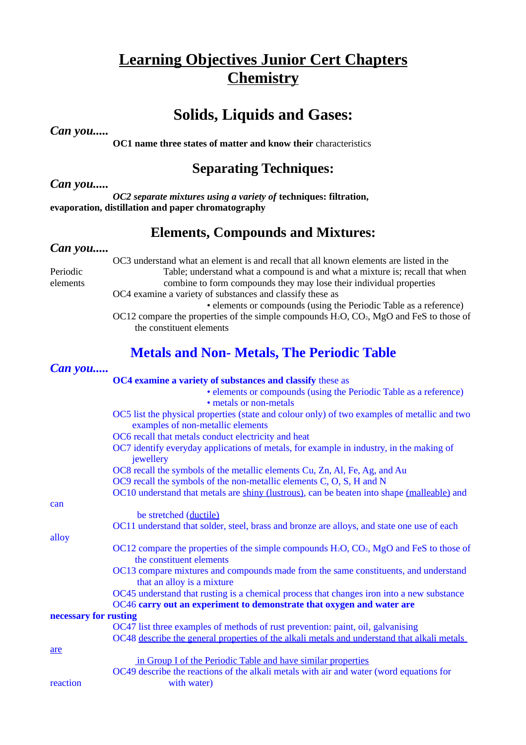# Learning Objectives Junior Cert Chapters Chemistry

## Solids, Liquids and Gases:

***Can you.....***

**OC1 name three states of matter and know their** characteristics

## Separating Techniques:

***Can you.....***

***OC2 separate mixtures using a variety of*** **techniques: filtration, evaporation, distillation and paper chromatography**

## Elements, Compounds and Mixtures:

***Can you.....***

OC3 understand what an element is and recall that all known elements are listed in the Periodic Table; understand what a compound is and what a mixture is; recall that when elements combine to form compounds they may lose their individual properties

OC4 examine a variety of substances and classify these as
- elements or compounds (using the Periodic Table as a reference)

OC12 compare the properties of the simple compounds $H_2O$, $CO_2$, MgO and FeS to those of the constituent elements

## Metals and Non- Metals, The Periodic Table

***Can you.....***

**OC4 examine a variety of substances and classify** these as
- elements or compounds (using the Periodic Table as a reference)
- metals or non-metals

OC5 list the physical properties (state and colour only) of two examples of metallic and two examples of non-metallic elements

OC6 recall that metals conduct electricity and heat

OC7 identify everyday applications of metals, for example in industry, in the making of jewellery

OC8 recall the symbols of the metallic elements Cu, Zn, Al, Fe, Ag, and Au

OC9 recall the symbols of the non-metallic elements C, O, S, H and N

OC10 understand that metals are <u>shiny (lustrous)</u>, can be beaten into shape <u>(malleable)</u> and can be stretched <u>(ductile)</u>

OC11 understand that solder, steel, brass and bronze are alloys, and state one use of each alloy

OC12 compare the properties of the simple compounds $H_2O$, $CO_2$, MgO and FeS to those of the constituent elements

OC13 compare mixtures and compounds made from the same constituents, and understand that an alloy is a mixture

OC45 understand that rusting is a chemical process that changes iron into a new substance

OC46 **carry out an experiment to demonstrate that oxygen and water are necessary for rusting**

OC47 list three examples of methods of rust prevention: paint, oil, galvanising

OC48 <u>describe the general properties of the alkali metals and understand that alkali metals are in Group I of the Periodic Table and have similar properties</u>

OC49 describe the reactions of the alkali metals with air and water (word equations for reaction with water)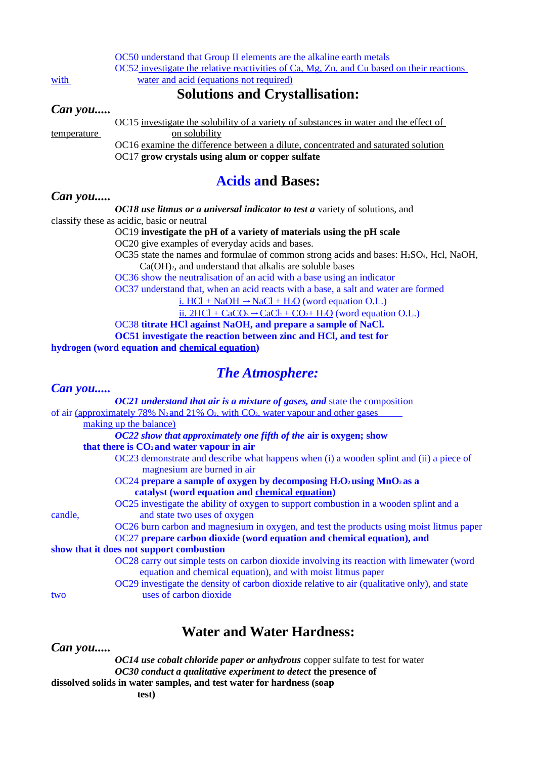OC50 understand that Group II elements are the alkaline earth metals

OC52 investigate the relative reactivities of Ca, Mg, Zn, and Cu based on their reactions with water and acid (equations not required)

## Solutions and Crystallisation:

***Can you.....***

OC15 investigate the solubility of a variety of substances in water and the effect of temperature on solubility

OC16 examine the difference between a dilute, concentrated and saturated solution

OC17 **grow crystals using alum or copper sulfate**

## Acids and Bases:

***Can you.....***

***OC18 use litmus or a universal indicator to test a*** variety of solutions, and classify these as acidic, basic or neutral

OC19 **investigate the pH of a variety of materials using the pH scale**

OC20 give examples of everyday acids and bases.

OC35 state the names and formulae of common strong acids and bases: $H_2SO_4$, Hcl, NaOH, $Ca(OH)_2$, and understand that alkalis are soluble bases

OC36 show the neutralisation of an acid with a base using an indicator

OC37 understand that, when an acid reacts with a base, a salt and water are formed

i. $HCl + NaOH \rightarrow NaCl + H_2O$ (word equation O.L.)

ii. $2HCl + CaCO_3 \rightarrow CaCl_2 + CO_2 + H_2O$ (word equation O.L.)

OC38 **titrate HCl against NaOH, and prepare a sample of NaCl.**

**OC51 investigate the reaction between zinc and HCl, and test for hydrogen (word equation and chemical equation)**

## *The Atmosphere:*

***Can you.....***

***OC21 understand that air is a mixture of gases, and*** state the composition of air (approximately 78% $N_2$ and 21% $O_2$, with $CO_2$, water vapour and other gases making up the balance)

***OC22 show that approximately one fifth of the*** **air is oxygen; show that there is $CO_2$ and water vapour in air**

OC23 demonstrate and describe what happens when (i) a wooden splint and (ii) a piece of magnesium are burned in air

OC24 **prepare a sample of oxygen by decomposing $H_2O_2$ using $MnO_2$ as a catalyst (word equation and chemical equation)**

OC25 investigate the ability of oxygen to support combustion in a wooden splint and a candle, and state two uses of oxygen

OC26 burn carbon and magnesium in oxygen, and test the products using moist litmus paper

OC27 **prepare carbon dioxide (word equation and chemical equation), and show that it does not support combustion**

OC28 carry out simple tests on carbon dioxide involving its reaction with limewater (word equation and chemical equation), and with moist litmus paper

OC29 investigate the density of carbon dioxide relative to air (qualitative only), and state two uses of carbon dioxide

## Water and Water Hardness:

***Can you.....***

***OC14 use cobalt chloride paper or anhydrous*** copper sulfate to test for water

***OC30 conduct a qualitative experiment to detect*** **the presence of dissolved solids in water samples, and test water for hardness (soap test)**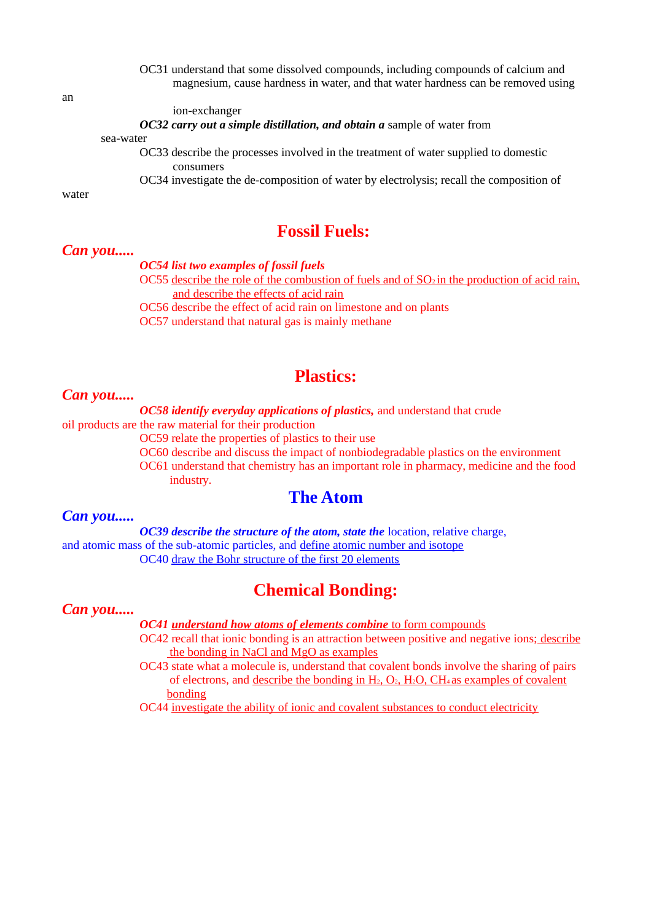OC31 understand that some dissolved compounds, including compounds of calcium and magnesium, cause hardness in water, and that water hardness can be removed using an ion-exchanger

***OC32 carry out a simple distillation, and obtain a*** sample of water from sea-water

OC33 describe the processes involved in the treatment of water supplied to domestic consumers

OC34 investigate the de-composition of water by electrolysis; recall the composition of water

## Fossil Fuels:

***Can you.....***

***OC54 list two examples of fossil fuels***

OC55 describe the role of the combustion of fuels and of $SO_2$ in the production of acid rain, and describe the effects of acid rain

OC56 describe the effect of acid rain on limestone and on plants

OC57 understand that natural gas is mainly methane

## Plastics:

***Can you.....***

***OC58 identify everyday applications of plastics,*** and understand that crude oil products are the raw material for their production

OC59 relate the properties of plastics to their use

OC60 describe and discuss the impact of nonbiodegradable plastics on the environment

OC61 understand that chemistry has an important role in pharmacy, medicine and the food industry.

## The Atom

***Can you.....***

***OC39 describe the structure of the atom, state the*** location, relative charge, and atomic mass of the sub-atomic particles, and define atomic number and isotope

OC40 draw the Bohr structure of the first 20 elements

## Chemical Bonding:

***Can you.....***

***OC41 understand how atoms of elements combine*** to form compounds

OC42 recall that ionic bonding is an attraction between positive and negative ions; describe the bonding in NaCl and MgO as examples

OC43 state what a molecule is, understand that covalent bonds involve the sharing of pairs of electrons, and describe the bonding in $H_2$, $O_2$, $H_2O$, $CH_4$ as examples of covalent bonding

OC44 investigate the ability of ionic and covalent substances to conduct electricity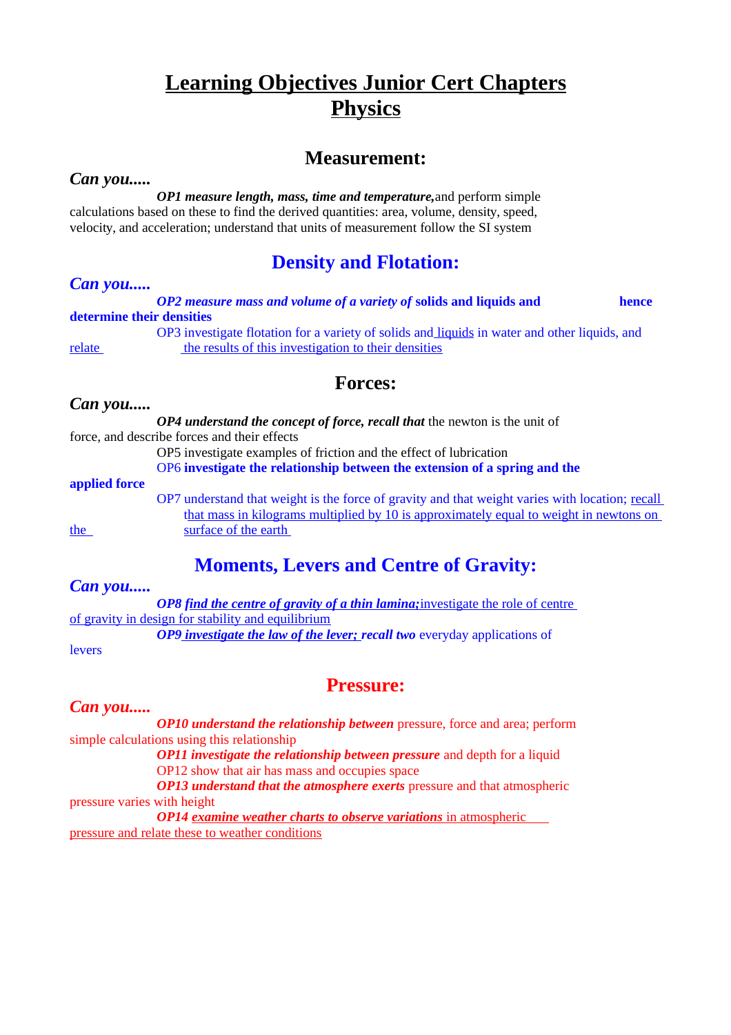# Learning Objectives Junior Cert Chapters Physics

## Measurement:

***Can you.....***

***OP1 measure length, mass, time and temperature,*** and perform simple calculations based on these to find the derived quantities: area, volume, density, speed, velocity, and acceleration; understand that units of measurement follow the SI system

## Density and Flotation:

***Can you.....***

***OP2 measure mass and volume of a variety of*** **solids and liquids and hence determine their densities**

OP3 investigate flotation for a variety of solids and liquids in water and other liquids, and relate the results of this investigation to their densities

## Forces:

***Can you.....***

***OP4 understand the concept of force, recall that*** the newton is the unit of force, and describe forces and their effects

OP5 investigate examples of friction and the effect of lubrication

OP6 **investigate the relationship between the extension of a spring and the applied force**

OP7 understand that weight is the force of gravity and that weight varies with location; recall that mass in kilograms multiplied by 10 is approximately equal to weight in newtons on the surface of the earth

## Moments, Levers and Centre of Gravity:

***Can you.....***

***OP8 find the centre of gravity of a thin lamina;*** investigate the role of centre of gravity in design for stability and equilibrium

***OP9 investigate the law of the lever; recall two*** everyday applications of levers

## Pressure:

***Can you.....***

***OP10 understand the relationship between*** pressure, force and area; perform simple calculations using this relationship

***OP11 investigate the relationship between pressure*** and depth for a liquid

OP12 show that air has mass and occupies space

***OP13 understand that the atmosphere exerts*** pressure and that atmospheric pressure varies with height

***OP14 examine weather charts to observe variations*** in atmospheric pressure and relate these to weather conditions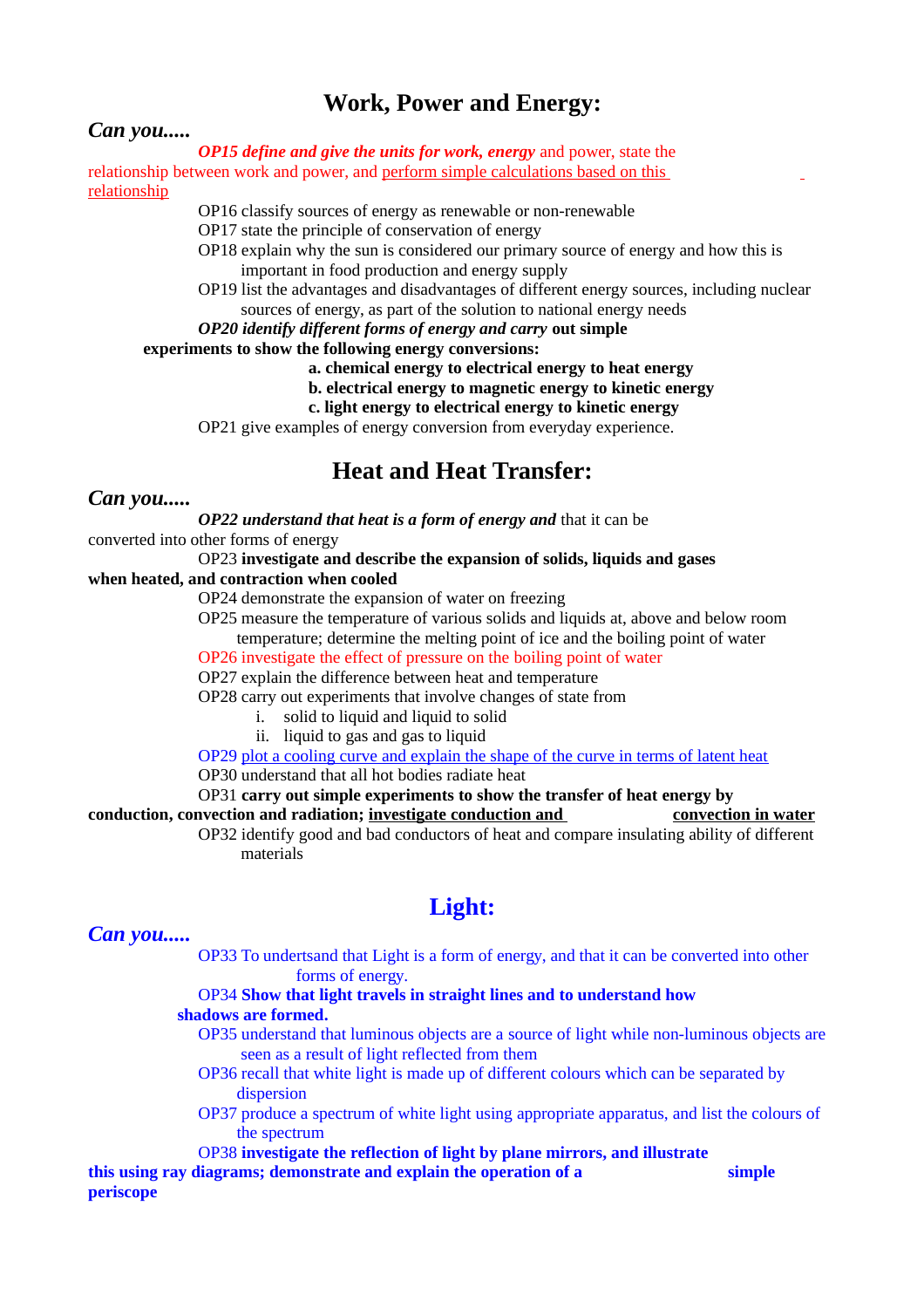# Work, Power and Energy:

***Can you.....***

***OP15 define and give the units for work, energy*** and power, state the relationship between work and power, and perform simple calculations based on this relationship

OP16 classify sources of energy as renewable or non-renewable

OP17 state the principle of conservation of energy

OP18 explain why the sun is considered our primary source of energy and how this is important in food production and energy supply

OP19 list the advantages and disadvantages of different energy sources, including nuclear sources of energy, as part of the solution to national energy needs

***OP20 identify different forms of energy and carry* out simple experiments to show the following energy conversions:**

**a. chemical energy to electrical energy to heat energy**

**b. electrical energy to magnetic energy to kinetic energy**

**c. light energy to electrical energy to kinetic energy**

OP21 give examples of energy conversion from everyday experience.

# Heat and Heat Transfer:

***Can you.....***

***OP22 understand that heat is a form of energy and*** that it can be converted into other forms of energy

OP23 **investigate and describe the expansion of solids, liquids and gases when heated, and contraction when cooled**

OP24 demonstrate the expansion of water on freezing

OP25 measure the temperature of various solids and liquids at, above and below room temperature; determine the melting point of ice and the boiling point of water

OP26 investigate the effect of pressure on the boiling point of water

OP27 explain the difference between heat and temperature

OP28 carry out experiments that involve changes of state from

i. solid to liquid and liquid to solid

ii. liquid to gas and gas to liquid

OP29 plot a cooling curve and explain the shape of the curve in terms of latent heat

OP30 understand that all hot bodies radiate heat

OP31 **carry out simple experiments to show the transfer of heat energy by conduction, convection and radiation; investigate conduction and convection in water**

OP32 identify good and bad conductors of heat and compare insulating ability of different materials

# Light:

***Can you.....***

OP33 To undertsand that Light is a form of energy, and that it can be converted into other forms of energy.

OP34 **Show that light travels in straight lines and to understand how shadows are formed.**

OP35 understand that luminous objects are a source of light while non-luminous objects are seen as a result of light reflected from them

OP36 recall that white light is made up of different colours which can be separated by dispersion

OP37 produce a spectrum of white light using appropriate apparatus, and list the colours of the spectrum

OP38 **investigate the reflection of light by plane mirrors, and illustrate this using ray diagrams; demonstrate and explain the operation of a simple periscope**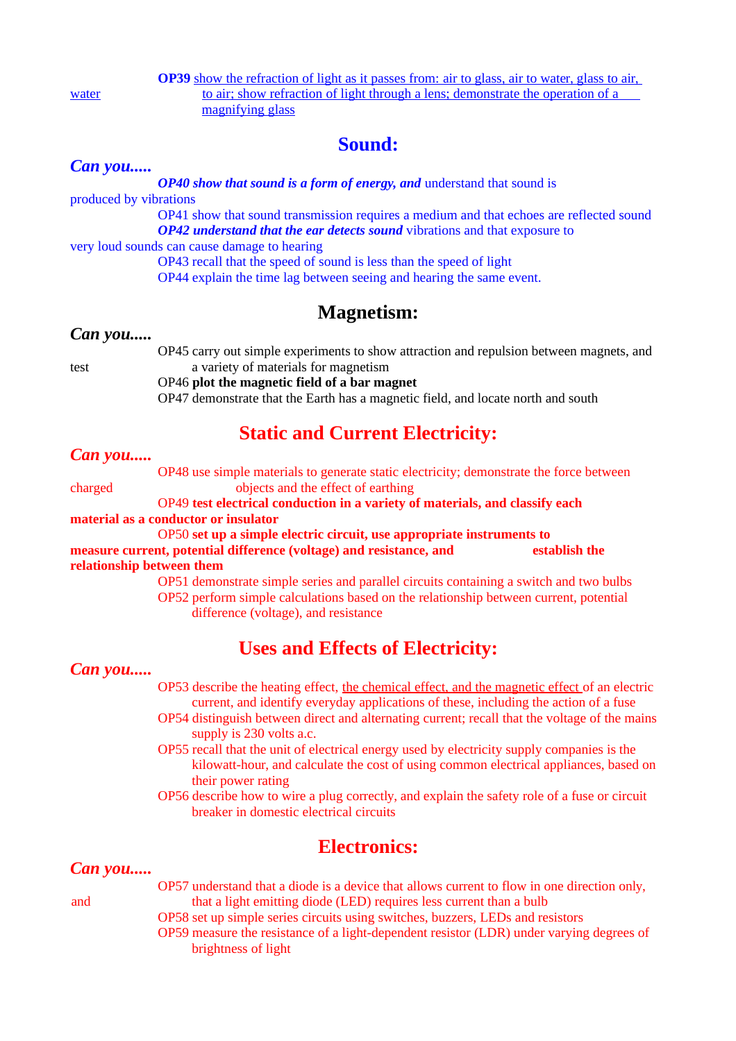**OP39** show the refraction of light as it passes from: air to glass, air to water, glass to air, water to air; show refraction of light through a lens; demonstrate the operation of a magnifying glass

## Sound:

***Can you.....***

***OP40 show that sound is a form of energy, and*** understand that sound is produced by vibrations

OP41 show that sound transmission requires a medium and that echoes are reflected sound

***OP42 understand that the ear detects sound*** vibrations and that exposure to very loud sounds can cause damage to hearing

OP43 recall that the speed of sound is less than the speed of light

OP44 explain the time lag between seeing and hearing the same event.

## Magnetism:

***Can you.....***

OP45 carry out simple experiments to show attraction and repulsion between magnets, and test a variety of materials for magnetism

OP46 **plot the magnetic field of a bar magnet**

OP47 demonstrate that the Earth has a magnetic field, and locate north and south

## Static and Current Electricity:

***Can you.....***

OP48 use simple materials to generate static electricity; demonstrate the force between charged objects and the effect of earthing

OP49 **test electrical conduction in a variety of materials, and classify each material as a conductor or insulator**

OP50 **set up a simple electric circuit, use appropriate instruments to measure current, potential difference (voltage) and resistance, and establish the relationship between them**

OP51 demonstrate simple series and parallel circuits containing a switch and two bulbs

OP52 perform simple calculations based on the relationship between current, potential difference (voltage), and resistance

## Uses and Effects of Electricity:

***Can you.....***

OP53 describe the heating effect, the chemical effect, and the magnetic effect of an electric current, and identify everyday applications of these, including the action of a fuse

OP54 distinguish between direct and alternating current; recall that the voltage of the mains supply is 230 volts a.c.

OP55 recall that the unit of electrical energy used by electricity supply companies is the kilowatt-hour, and calculate the cost of using common electrical appliances, based on their power rating

OP56 describe how to wire a plug correctly, and explain the safety role of a fuse or circuit breaker in domestic electrical circuits

## Electronics:

***Can you.....***

OP57 understand that a diode is a device that allows current to flow in one direction only, and that a light emitting diode (LED) requires less current than a bulb

OP58 set up simple series circuits using switches, buzzers, LEDs and resistors

OP59 measure the resistance of a light-dependent resistor (LDR) under varying degrees of brightness of light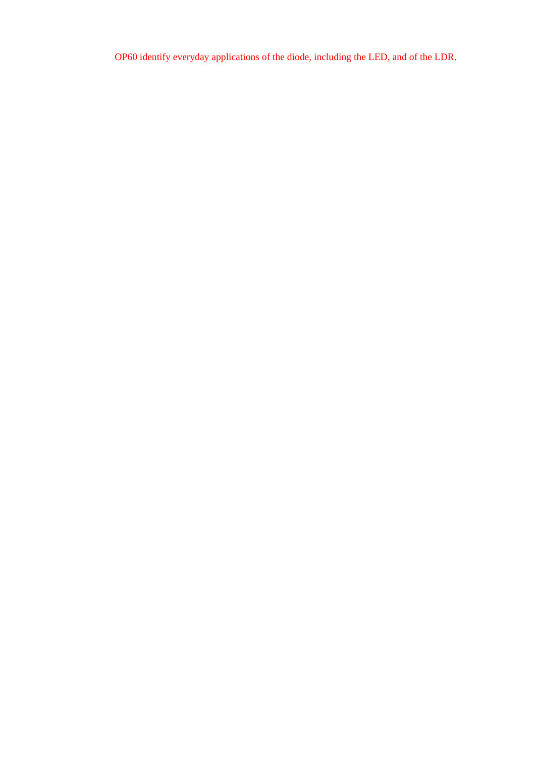OP60 identify everyday applications of the diode, including the LED, and of the LDR.